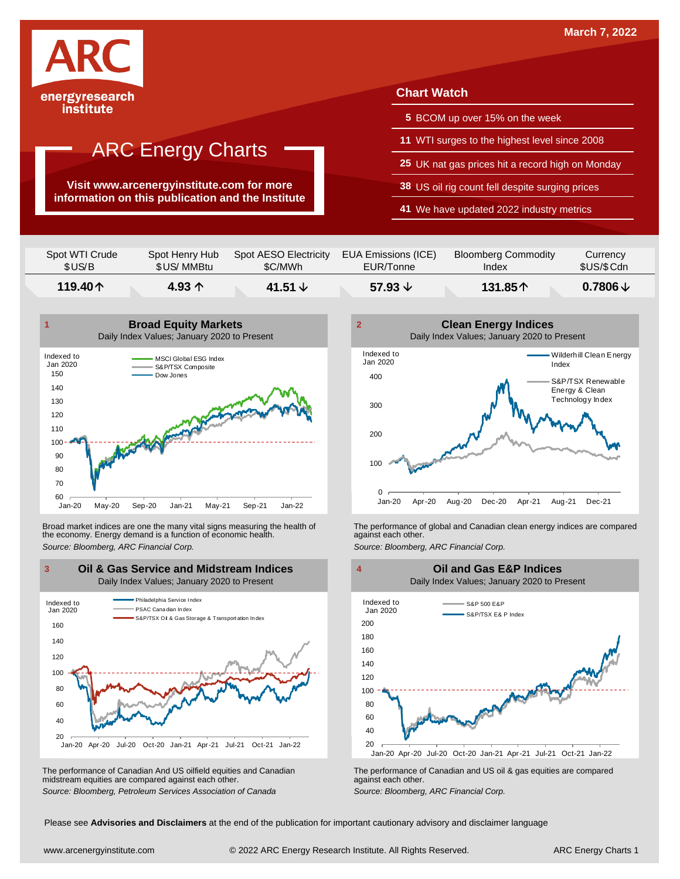March 7, 2022

ARC energyresearch institute

# ARC Energy Charts

**Visit www.arcenergyinstitute.com for more information on this publication and the Institute**

## Chart Watch

- **5** BCOM up over 15% on the week
- **11** WTI surges to the highest level since 2008
- **25** UK nat gas prices hit a record high on Monday
- **38** US oil rig count fell despite surging prices
- **41** We have updated 2022 industry metrics

| Spot WTI Crude $US/B | Spot Henry Hub $US/ MMBtu | Spot AESO Electricity $C/MWh | EUA Emissions (ICE) EUR/Tonne | Bloomberg Commodity Index | Currency $US/$Cdn |
|---|---|---|---|---|---|
| **119.40↑** | **4.93 ↑** | **41.51 ↓** | **57.93 ↓** | **131.85↑** | **0.7806↓** |

### 1 Broad Equity Markets
Daily Index Values; January 2020 to Present

Broad market indices are one the many vital signs measuring the health of the economy. Energy demand is a function of economic health.

*Source: Bloomberg, ARC Financial Corp.*

### 2 Clean Energy Indices
Daily Index Values; January 2020 to Present

The performance of global and Canadian clean energy indices are compared against each other.

*Source: Bloomberg, ARC Financial Corp.*

### 3 Oil & Gas Service and Midstream Indices
Daily Index Values; January 2020 to Present

The performance of Canadian And US oilfield equities and Canadian midstream equities are compared against each other.

*Source: Bloomberg, Petroleum Services Association of Canada*

### 4 Oil and Gas E&P Indices
Daily Index Values; January 2020 to Present

The performance of Canadian and US oil & gas equities are compared against each other.

*Source: Bloomberg, ARC Financial Corp.*

Please see **Advisories and Disclaimers** at the end of the publication for important cautionary advisory and disclaimer language

www.arcenergyinstitute.com © 2022 ARC Energy Research Institute. All Rights Reserved.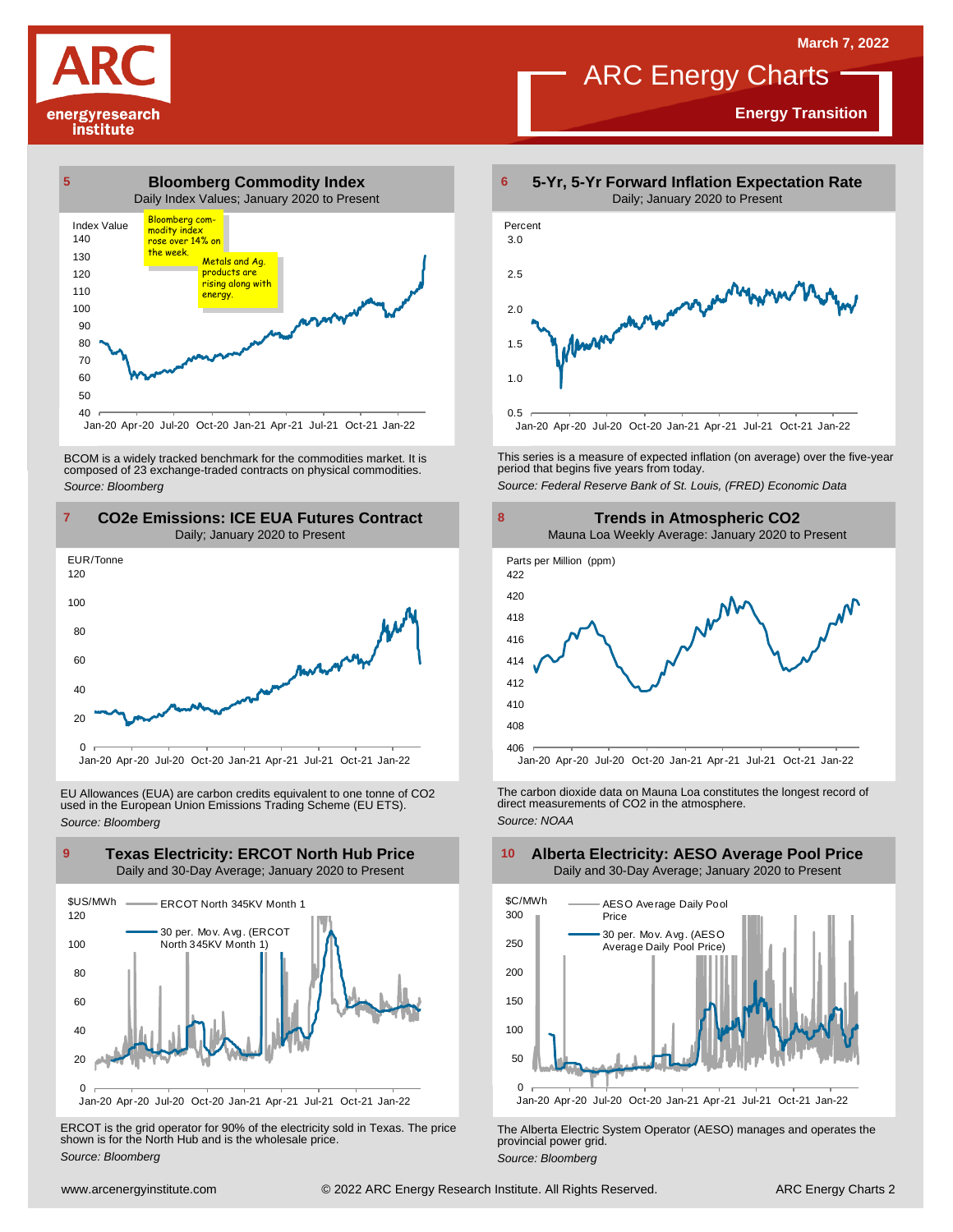**ARC energyresearch institute**

March 7, 2022

# ARC Energy Charts

**Energy Transition**

## 5 Bloomberg Commodity Index

Daily Index Values; January 2020 to Present

Index Value

Bloomberg commodity index rose over 14% on the week.

Metals and Ag. products are rising along with energy.

BCOM is a widely tracked benchmark for the commodities market. It is composed of 23 exchange-traded contracts on physical commodities.

*Source: Bloomberg*

## 6 5-Yr, 5-Yr Forward Inflation Expectation Rate

Daily; January 2020 to Present

Percent

This series is a measure of expected inflation (on average) over the five-year period that begins five years from today.

*Source: Federal Reserve Bank of St. Louis, (FRED) Economic Data*

## 7 CO2e Emissions: ICE EUA Futures Contract

Daily; January 2020 to Present

EUR/Tonne

EU Allowances (EUA) are carbon credits equivalent to one tonne of $CO_2$ used in the European Union Emissions Trading Scheme (EU ETS).

*Source: Bloomberg*

## 8 Trends in Atmospheric CO2

Mauna Loa Weekly Average: January 2020 to Present

Parts per Million (ppm)

The carbon dioxide data on Mauna Loa constitutes the longest record of direct measurements of $CO_2$ in the atmosphere.

*Source: NOAA*

## 9 Texas Electricity: ERCOT North Hub Price

Daily and 30-Day Average; January 2020 to Present

$US/MWh

ERCOT North 345KV Month 1

30 per. Mov. Avg. (ERCOT North 345KV Month 1)

ERCOT is the grid operator for 90% of the electricity sold in Texas. The price shown is for the North Hub and is the wholesale price.

*Source: Bloomberg*

## 10 Alberta Electricity: AESO Average Pool Price

Daily and 30-Day Average; January 2020 to Present

$C/MWh

AESO Average Daily Pool Price

30 per. Mov. Avg. (AESO Average Daily Pool Price)

The Alberta Electric System Operator (AESO) manages and operates the provincial power grid.

*Source: Bloomberg*

www.arcenergyinstitute.com © 2022 ARC Energy Research Institute. All Rights Reserved.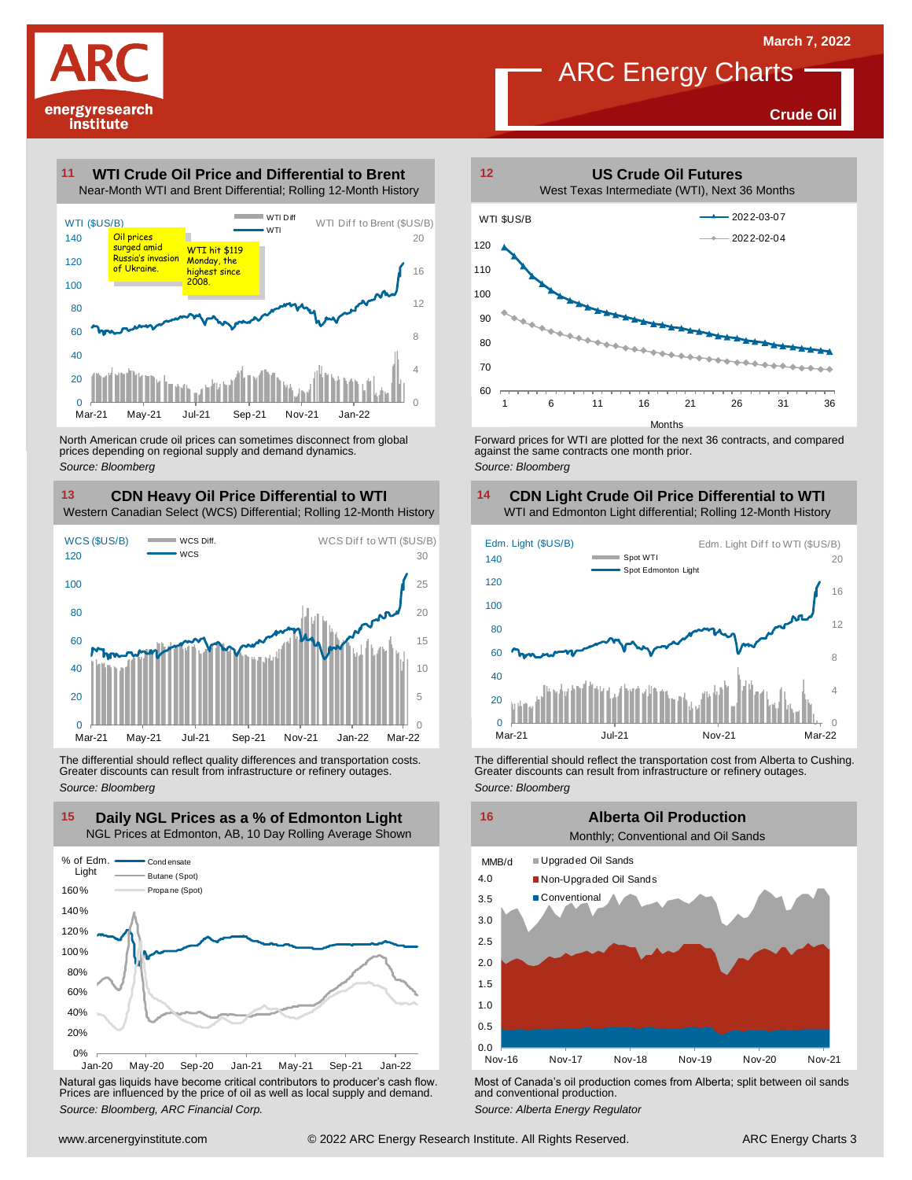# ARC Energy Charts

March 7, 2022

**Crude Oil**

## 11 WTI Crude Oil Price and Differential to Brent

Near-Month WTI and Brent Differential; Rolling 12-Month History

Oil prices surged amid Russia's invasion of Ukraine.

WTI hit $119 Monday, the highest since 2008.

North American crude oil prices can sometimes disconnect from global prices depending on regional supply and demand dynamics.

*Source: Bloomberg*

## 12 US Crude Oil Futures

West Texas Intermediate (WTI), Next 36 Months

Forward prices for WTI are plotted for the next 36 contracts, and compared against the same contracts one month prior.

*Source: Bloomberg*

## 13 CDN Heavy Oil Price Differential to WTI

Western Canadian Select (WCS) Differential; Rolling 12-Month History

The differential should reflect quality differences and transportation costs. Greater discounts can result from infrastructure or refinery outages.

*Source: Bloomberg*

## 14 CDN Light Crude Oil Price Differential to WTI

WTI and Edmonton Light differential; Rolling 12-Month History

The differential should reflect the transportation cost from Alberta to Cushing. Greater discounts can result from infrastructure or refinery outages.

*Source: Bloomberg*

## 15 Daily NGL Prices as a % of Edmonton Light

NGL Prices at Edmonton, AB, 10 Day Rolling Average Shown

Natural gas liquids have become critical contributors to producer's cash flow. Prices are influenced by the price of oil as well as local supply and demand.

*Source: Bloomberg, ARC Financial Corp.*

## 16 Alberta Oil Production

Monthly; Conventional and Oil Sands

Most of Canada's oil production comes from Alberta; split between oil sands and conventional production.

*Source: Alberta Energy Regulator*

www.arcenergyinstitute.com © 2022 ARC Energy Research Institute. All Rights Reserved.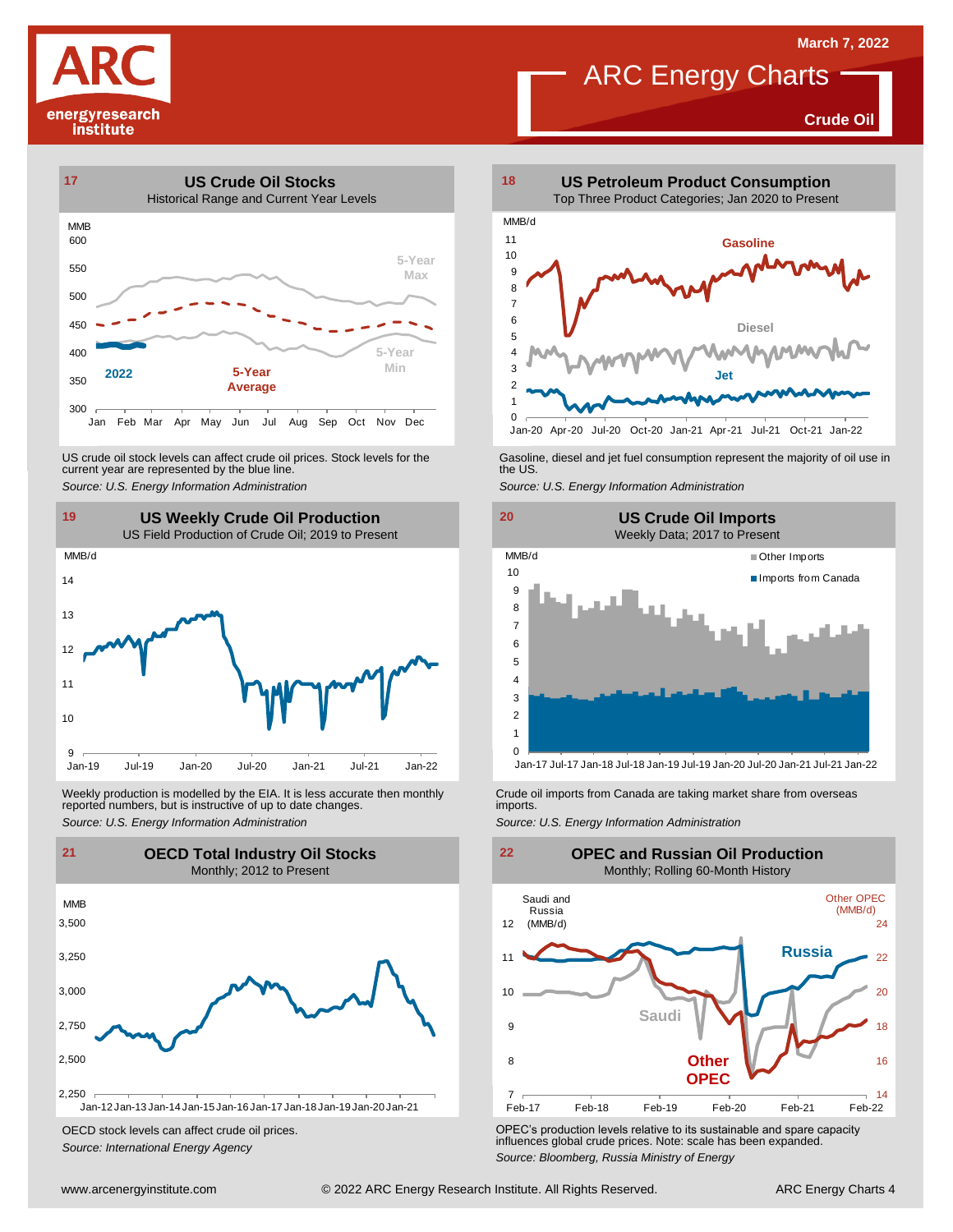March 7, 2022

# ARC Energy Charts

**Crude Oil**

## 17 US Crude Oil Stocks

Historical Range and Current Year Levels

US crude oil stock levels can affect crude oil prices. Stock levels for the current year are represented by the blue line.

*Source: U.S. Energy Information Administration*

## 18 US Petroleum Product Consumption

Top Three Product Categories; Jan 2020 to Present

Gasoline, diesel and jet fuel consumption represent the majority of oil use in the US.

*Source: U.S. Energy Information Administration*

## 19 US Weekly Crude Oil Production

US Field Production of Crude Oil; 2019 to Present

Weekly production is modelled by the EIA. It is less accurate then monthly reported numbers, but is instructive of up to date changes.

*Source: U.S. Energy Information Administration*

## 20 US Crude Oil Imports

Weekly Data; 2017 to Present

Crude oil imports from Canada are taking market share from overseas imports.

*Source: U.S. Energy Information Administration*

## 21 OECD Total Industry Oil Stocks

Monthly; 2012 to Present

OECD stock levels can affect crude oil prices.

*Source: International Energy Agency*

## 22 OPEC and Russian Oil Production

Monthly; Rolling 60-Month History

OPEC's production levels relative to its sustainable and spare capacity influences global crude prices. Note: scale has been expanded.

*Source: Bloomberg, Russia Ministry of Energy*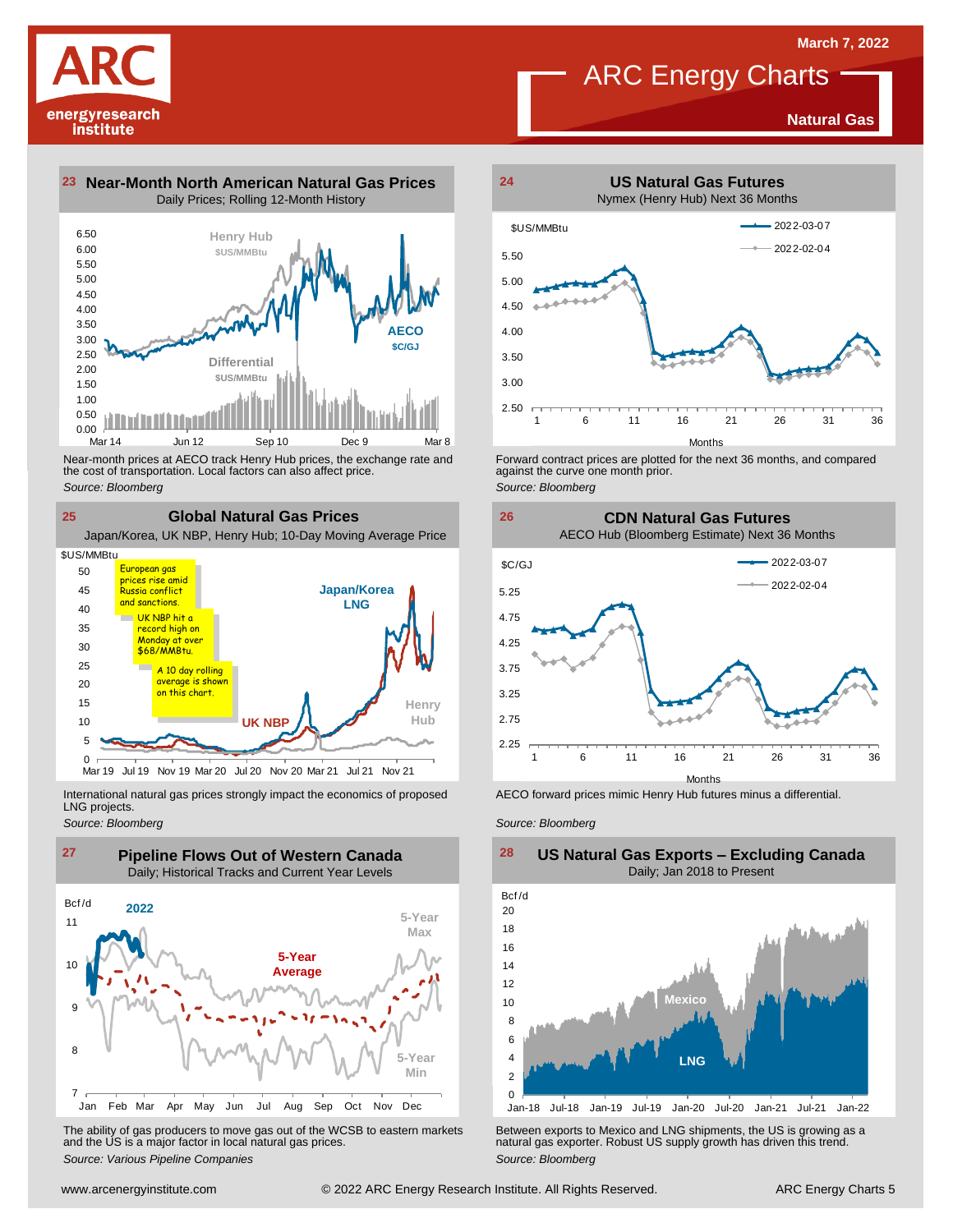# ARC Energy Charts

March 7, 2022

**Natural Gas**

## 23 Near-Month North American Natural Gas Prices

Daily Prices; Rolling 12-Month History

Henry Hub $US/MMBtu

AECO $C/GJ

Differential $US/MMBtu

6.50, 6.00, 5.50, 5.00, 4.50, 4.00, 3.50, 3.00, 2.50, 2.00, 1.50, 1.00, 0.50, 0.00

Mar 14, Jun 12, Sep 10, Dec 9, Mar 8

Near-month prices at AECO track Henry Hub prices, the exchange rate and the cost of transportation. Local factors can also affect price.

*Source: Bloomberg*

## 24 US Natural Gas Futures

Nymex (Henry Hub) Next 36 Months

$US/MMBtu

2022-03-07

2022-02-04

5.50, 5.00, 4.50, 4.00, 3.50, 3.00, 2.50

1, 6, 11, 16, 21, 26, 31, 36

Months

Forward contract prices are plotted for the next 36 months, and compared against the curve one month prior.

*Source: Bloomberg*

## 25 Global Natural Gas Prices

Japan/Korea, UK NBP, Henry Hub; 10-Day Moving Average Price

$US/MMBtu

European gas prices rise amid Russia conflict and sanctions.

UK NBP hit a record high on Monday at over $68/MMBtu.

A 10 day rolling average is shown on this chart.

Japan/Korea LNG

UK NBP

Henry Hub

50, 45, 40, 35, 30, 25, 20, 15, 10, 5, 0

Mar 19, Jul 19, Nov 19, Mar 20, Jul 20, Nov 20, Mar 21, Jul 21, Nov 21

International natural gas prices strongly impact the economics of proposed LNG projects.

*Source: Bloomberg*

## 26 CDN Natural Gas Futures

AECO Hub (Bloomberg Estimate) Next 36 Months

$C/GJ

2022-03-07

2022-02-04

5.25, 4.75, 4.25, 3.75, 3.25, 2.75, 2.25

1, 6, 11, 16, 21, 26, 31, 36

Months

AECO forward prices mimic Henry Hub futures minus a differential.

*Source: Bloomberg*

## 27 Pipeline Flows Out of Western Canada

Daily; Historical Tracks and Current Year Levels

Bcf/d

2022

5-Year Max

5-Year Average

5-Year Min

11, 10, 9, 8, 7

Jan, Feb, Mar, Apr, May, Jun, Jul, Aug, Sep, Oct, Nov, Dec

The ability of gas producers to move gas out of the WCSB to eastern markets and the US is a major factor in local natural gas prices.

*Source: Various Pipeline Companies*

## 28 US Natural Gas Exports – Excluding Canada

Daily; Jan 2018 to Present

Bcf/d

Mexico

LNG

20, 18, 16, 14, 12, 10, 8, 6, 4, 2, 0

Jan-18, Jul-18, Jan-19, Jul-19, Jan-20, Jul-20, Jan-21, Jul-21, Jan-22

Between exports to Mexico and LNG shipments, the US is growing as a natural gas exporter. Robust US supply growth has driven this trend.

*Source: Bloomberg*

www.arcenergyinstitute.com © 2022 ARC Energy Research Institute. All Rights Reserved.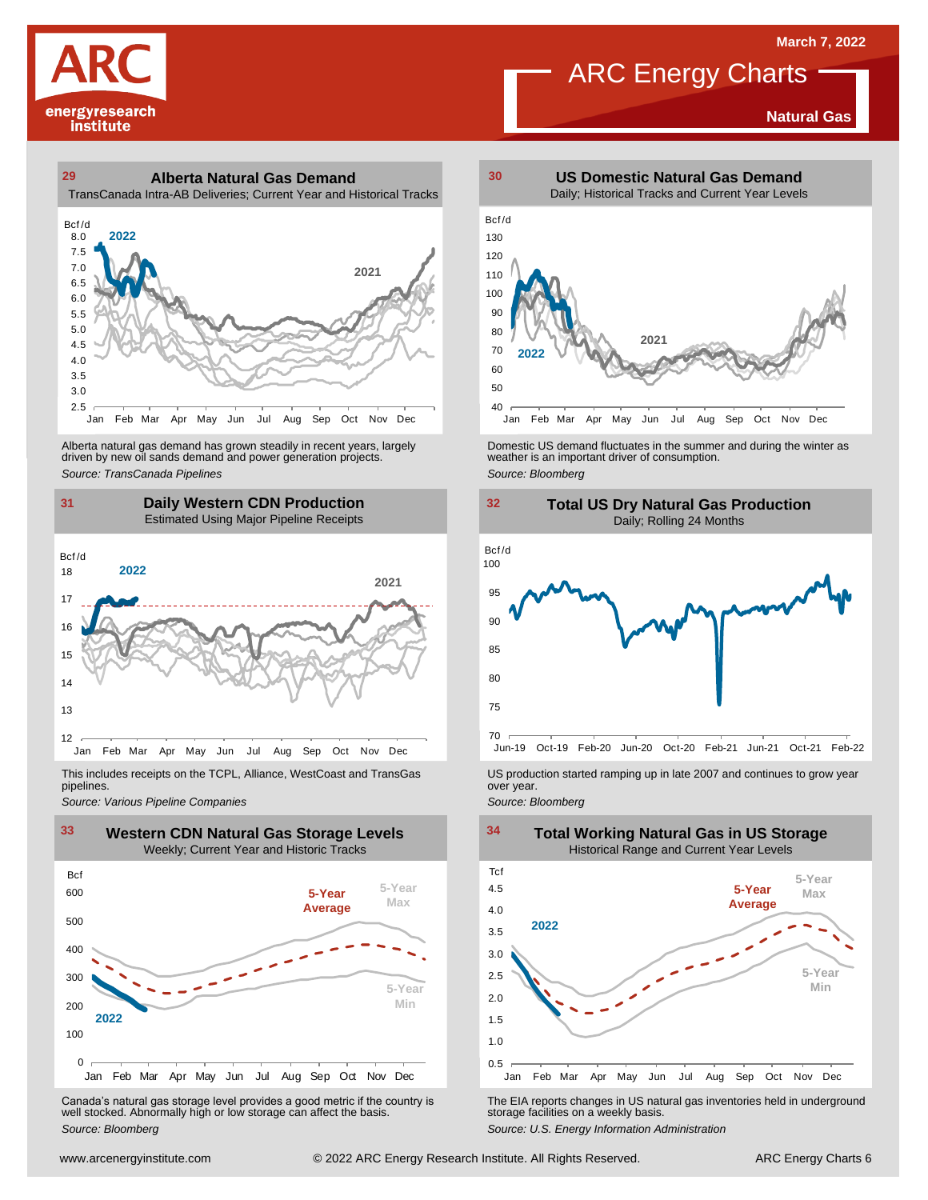March 7, 2022

# ARC Energy Charts

**Natural Gas**

## 29 Alberta Natural Gas Demand

TransCanada Intra-AB Deliveries; Current Year and Historical Tracks

Alberta natural gas demand has grown steadily in recent years, largely driven by new oil sands demand and power generation projects.

*Source: TransCanada Pipelines*

## 30 US Domestic Natural Gas Demand

Daily; Historical Tracks and Current Year Levels

Domestic US demand fluctuates in the summer and during the winter as weather is an important driver of consumption.

*Source: Bloomberg*

## 31 Daily Western CDN Production

Estimated Using Major Pipeline Receipts

This includes receipts on the TCPL, Alliance, WestCoast and TransGas pipelines.

*Source: Various Pipeline Companies*

## 32 Total US Dry Natural Gas Production

Daily; Rolling 24 Months

US production started ramping up in late 2007 and continues to grow year over year.

*Source: Bloomberg*

## 33 Western CDN Natural Gas Storage Levels

Weekly; Current Year and Historic Tracks

Canada's natural gas storage level provides a good metric if the country is well stocked. Abnormally high or low storage can affect the basis.

*Source: Bloomberg*

## 34 Total Working Natural Gas in US Storage

Historical Range and Current Year Levels

The EIA reports changes in US natural gas inventories held in underground storage facilities on a weekly basis.

*Source: U.S. Energy Information Administration*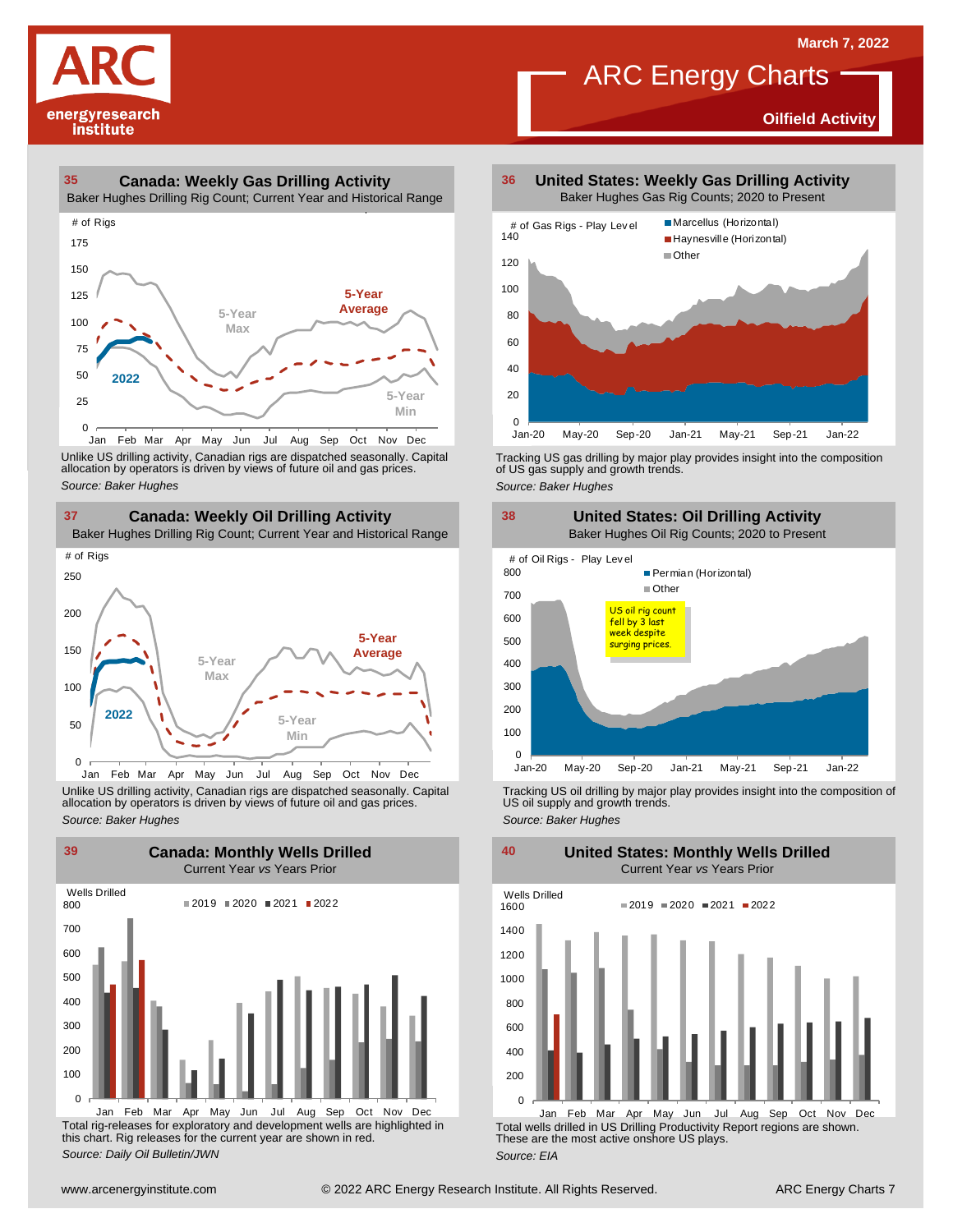# ARC Energy Charts

March 7, 2022

**Oilfield Activity**

## 35 Canada: Weekly Gas Drilling Activity

Baker Hughes Drilling Rig Count; Current Year and Historical Range

Unlike US drilling activity, Canadian rigs are dispatched seasonally. Capital allocation by operators is driven by views of future oil and gas prices.

*Source: Baker Hughes*

## 36 United States: Weekly Gas Drilling Activity

Baker Hughes Gas Rig Counts; 2020 to Present

Tracking US gas drilling by major play provides insight into the composition of US gas supply and growth trends.

*Source: Baker Hughes*

## 37 Canada: Weekly Oil Drilling Activity

Baker Hughes Drilling Rig Count; Current Year and Historical Range

Unlike US drilling activity, Canadian rigs are dispatched seasonally. Capital allocation by operators is driven by views of future oil and gas prices.

*Source: Baker Hughes*

## 38 United States: Oil Drilling Activity

Baker Hughes Oil Rig Counts; 2020 to Present

US oil rig count fell by 3 last week despite surging prices.

Tracking US oil drilling by major play provides insight into the composition of US oil supply and growth trends.

*Source: Baker Hughes*

## 39 Canada: Monthly Wells Drilled

Current Year *vs* Years Prior

Total rig-releases for exploratory and development wells are highlighted in this chart. Rig releases for the current year are shown in red.

*Source: Daily Oil Bulletin/JWN*

## 40 United States: Monthly Wells Drilled

Current Year *vs* Years Prior

Total wells drilled in US Drilling Productivity Report regions are shown. These are the most active onshore US plays.

*Source: EIA*

www.arcenergyinstitute.com © 2022 ARC Energy Research Institute. All Rights Reserved.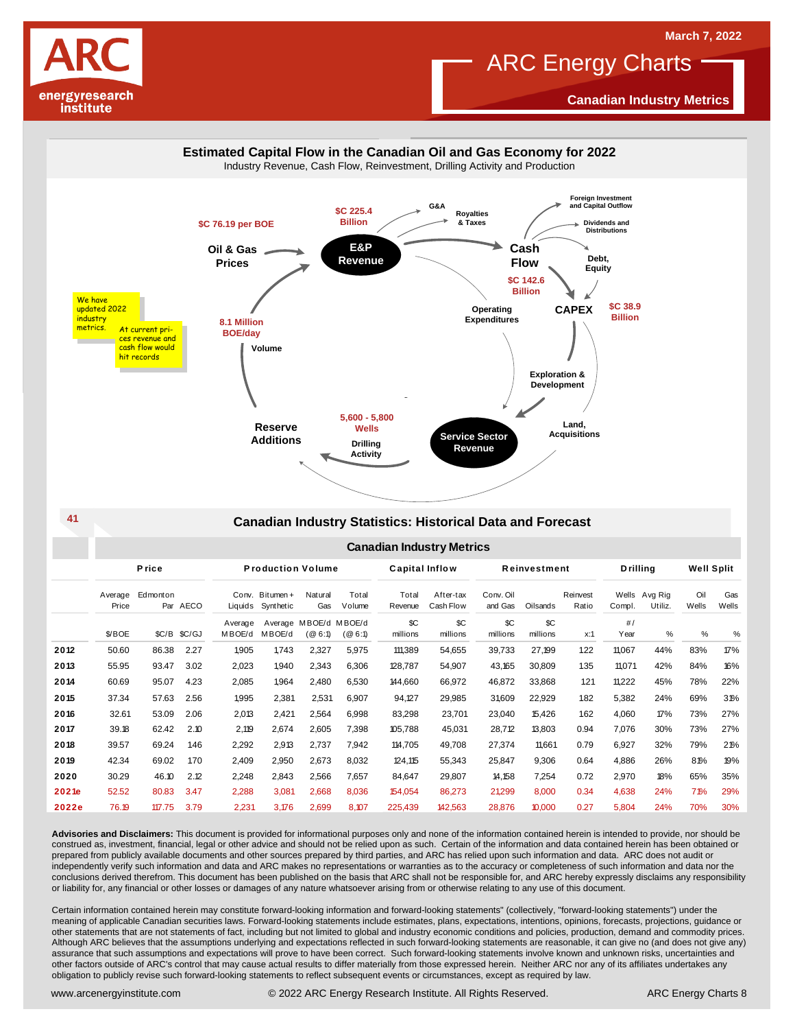March 7, 2022

# ARC Energy Charts

**Canadian Industry Metrics**

## Estimated Capital Flow in the Canadian Oil and Gas Economy for 2022

Industry Revenue, Cash Flow, Reinvestment, Drilling Activity and Production

$C 76.19 per BOE
Oil & Gas Prices
$C 225.4 Billion
E&P Revenue
G&A
Royalties & Taxes
Foreign Investment and Capital Outflow
Dividends and Distributions
Cash Flow
$C 142.6 Billion
Debt, Equity
CAPEX
$C 38.9 Billion
Operating Expenditures
Exploration & Development
Land, Acquisitions
Service Sector Revenue
5,600 - 5,800 Wells
Drilling Activity
Reserve Additions
Volume
8.1 Million BOE/day

We have updated 2022 industry metrics.

At current prices revenue and cash flow would hit records

## Canadian Industry Statistics: Historical Data and Forecast

### Canadian Industry Metrics

| | Price | | | Production Volume | | | | Capital Inflow | | Reinvestment | | | Drilling | | Well Split | |
|---|---|---|---|---|---|---|---|---|---|---|---|---|---|---|---|---|
| | Average Price | Edmonton Par | AECO | Conv. Liquids | Bitumen + Synthetic | Natural Gas | Total Volume | Total Revenue | After-tax Cash Flow | Conv. Oil and Gas | Oilsands | Reinvest Ratio | Wells Compl. | Avg Rig Utiliz. | Oil Wells | Gas Wells |
| | $/BOE | $C/B | $C/GJ | Average MBOE/d | Average MBOE/d | MBOE/d (@ 6:1) | MBOE/d (@ 6:1) | $C millions | $C millions | $C millions | $C millions | x:1 | # / Year | % | % | % |
| 2012 | 50.60 | 86.38 | 2.27 | 1,905 | 1,743 | 2,327 | 5,975 | 111,389 | 54,655 | 39,733 | 27,199 | 1.22 | 11,067 | 44% | 83% | 17% |
| 2013 | 55.95 | 93.47 | 3.02 | 2,023 | 1,940 | 2,343 | 6,306 | 128,787 | 54,907 | 43,165 | 30,809 | 1.35 | 11,071 | 42% | 84% | 16% |
| 2014 | 60.69 | 95.07 | 4.23 | 2,085 | 1,964 | 2,480 | 6,530 | 144,660 | 66,972 | 46,872 | 33,868 | 1.21 | 11,222 | 45% | 78% | 22% |
| 2015 | 37.34 | 57.63 | 2.56 | 1,995 | 2,381 | 2,531 | 6,907 | 94,127 | 29,985 | 31,609 | 22,929 | 1.82 | 5,382 | 24% | 69% | 31% |
| 2016 | 32.61 | 53.09 | 2.06 | 2,013 | 2,421 | 2,564 | 6,998 | 83,298 | 23,701 | 23,040 | 15,426 | 1.62 | 4,060 | 17% | 73% | 27% |
| 2017 | 39.18 | 62.42 | 2.10 | 2,119 | 2,674 | 2,605 | 7,398 | 105,788 | 45,031 | 28,712 | 13,803 | 0.94 | 7,076 | 30% | 73% | 27% |
| 2018 | 39.57 | 69.24 | 1.46 | 2,292 | 2,913 | 2,737 | 7,942 | 114,705 | 49,708 | 27,374 | 11,661 | 0.79 | 6,927 | 32% | 79% | 21% |
| 2019 | 42.34 | 69.02 | 1.70 | 2,409 | 2,950 | 2,673 | 8,032 | 124,115 | 55,343 | 25,847 | 9,306 | 0.64 | 4,886 | 26% | 81% | 19% |
| 2020 | 30.29 | 46.10 | 2.12 | 2,248 | 2,843 | 2,566 | 7,657 | 84,647 | 29,807 | 14,158 | 7,254 | 0.72 | 2,970 | 18% | 65% | 35% |
| 2021e | 52.52 | 80.83 | 3.47 | 2,288 | 3,081 | 2,668 | 8,036 | 154,054 | 86,273 | 21,299 | 8,000 | 0.34 | 4,638 | 24% | 71% | 29% |
| 2022e | 76.19 | 117.75 | 3.79 | 2,231 | 3,176 | 2,699 | 8,107 | 225,439 | 142,563 | 28,876 | 10,000 | 0.27 | 5,804 | 24% | 70% | 30% |

**Advisories and Disclaimers:** This document is provided for informational purposes only and none of the information contained herein is intended to provide, nor should be construed as, investment, financial, legal or other advice and should not be relied upon as such. Certain of the information and data contained herein has been obtained or prepared from publicly available documents and other sources prepared by third parties, and ARC has relied upon such information and data. ARC does not audit or independently verify such information and data and ARC makes no representations or warranties as to the accuracy or completeness of such information and data nor the conclusions derived therefrom. This document has been published on the basis that ARC shall not be responsible for, and ARC hereby expressly disclaims any responsibility or liability for, any financial or other losses or damages of any nature whatsoever arising from or otherwise relating to any use of this document.

Certain information contained herein may constitute forward-looking information and forward-looking statements" (collectively, "forward-looking statements") under the meaning of applicable Canadian securities laws. Forward-looking statements include estimates, plans, expectations, intentions, opinions, forecasts, projections, guidance or other statements that are not statements of fact, including but not limited to global and industry economic conditions and policies, production, demand and commodity prices. Although ARC believes that the assumptions underlying and expectations reflected in such forward-looking statements are reasonable, it can give no (and does not give any) assurance that such assumptions and expectations will prove to have been correct. Such forward-looking statements involve known and unknown risks, uncertainties and other factors outside of ARC's control that may cause actual results to differ materially from those expressed herein. Neither ARC nor any of its affiliates undertakes any obligation to publicly revise such forward-looking statements to reflect subsequent events or circumstances, except as required by law.

www.arcenergyinstitute.com © 2022 ARC Energy Research Institute. All Rights Reserved.